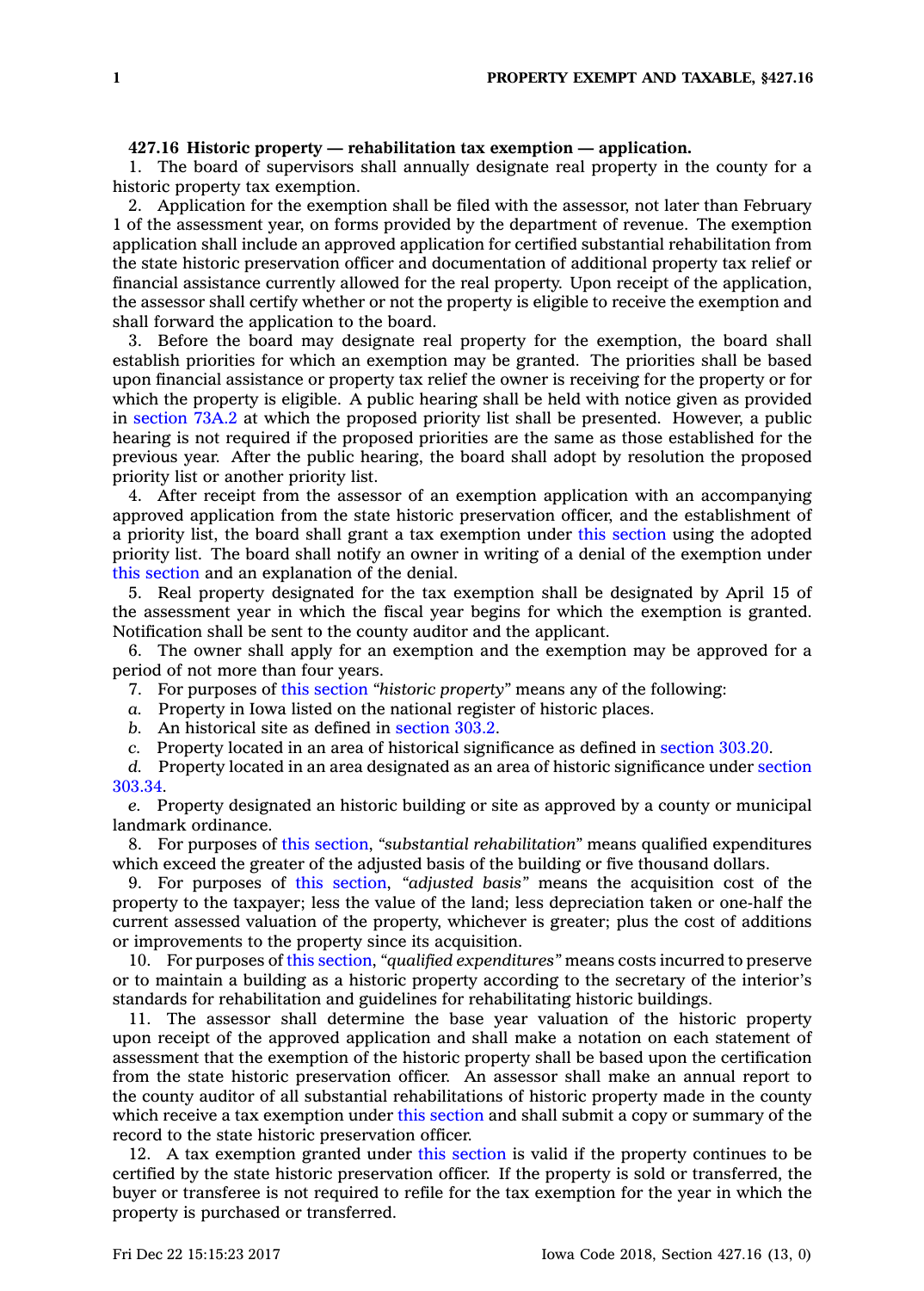**427.16 Historic property — rehabilitation tax exemption — application.**

1. The board of supervisors shall annually designate real property in the county for a historic property tax exemption.

2. Application for the exemption shall be filed with the assessor, not later than February 1 of the assessment year, on forms provided by the department of revenue. The exemption application shall include an approved application for certified substantial rehabilitation from the state historic preservation officer and documentation of additional property tax relief or financial assistance currently allowed for the real property. Upon receipt of the application, the assessor shall certify whether or not the property is eligible to receive the exemption and shall forward the application to the board.

3. Before the board may designate real property for the exemption, the board shall establish priorities for which an exemption may be granted. The priorities shall be based upon financial assistance or property tax relief the owner is receiving for the property or for which the property is eligible. A public hearing shall be held with notice given as provided in section 73A.2 at which the proposed priority list shall be presented. However, a public hearing is not required if the proposed priorities are the same as those established for the previous year. After the public hearing, the board shall adopt by resolution the proposed priority list or another priority list.

4. After receipt from the assessor of an exemption application with an accompanying approved application from the state historic preservation officer, and the establishment of a priority list, the board shall grant a tax exemption under this section using the adopted priority list. The board shall notify an owner in writing of a denial of the exemption under this section and an explanation of the denial.

5. Real property designated for the tax exemption shall be designated by April 15 of the assessment year in which the fiscal year begins for which the exemption is granted. Notification shall be sent to the county auditor and the applicant.

6. The owner shall apply for an exemption and the exemption may be approved for a period of not more than four years.

7. For purposes of this section *"historic property"* means any of the following:

*a.* Property in Iowa listed on the national register of historic places.

*b.* An historical site as defined in section 303.2.

*c.* Property located in an area of historical significance as defined in section 303.20.

*d.* Property located in an area designated as an area of historic significance under section 303.34.

*e.* Property designated an historic building or site as approved by a county or municipal landmark ordinance.

8. For purposes of this section, *"substantial rehabilitation"* means qualified expenditures which exceed the greater of the adjusted basis of the building or five thousand dollars.

9. For purposes of this section, *"adjusted basis"* means the acquisition cost of the property to the taxpayer; less the value of the land; less depreciation taken or one-half the current assessed valuation of the property, whichever is greater; plus the cost of additions or improvements to the property since its acquisition.

10. For purposes of this section, *"qualified expenditures"* means costs incurred to preserve or to maintain a building as a historic property according to the secretary of the interior's standards for rehabilitation and guidelines for rehabilitating historic buildings.

11. The assessor shall determine the base year valuation of the historic property upon receipt of the approved application and shall make a notation on each statement of assessment that the exemption of the historic property shall be based upon the certification from the state historic preservation officer. An assessor shall make an annual report to the county auditor of all substantial rehabilitations of historic property made in the county which receive a tax exemption under this section and shall submit a copy or summary of the record to the state historic preservation officer.

12. A tax exemption granted under this section is valid if the property continues to be certified by the state historic preservation officer. If the property is sold or transferred, the buyer or transferee is not required to refile for the tax exemption for the year in which the property is purchased or transferred.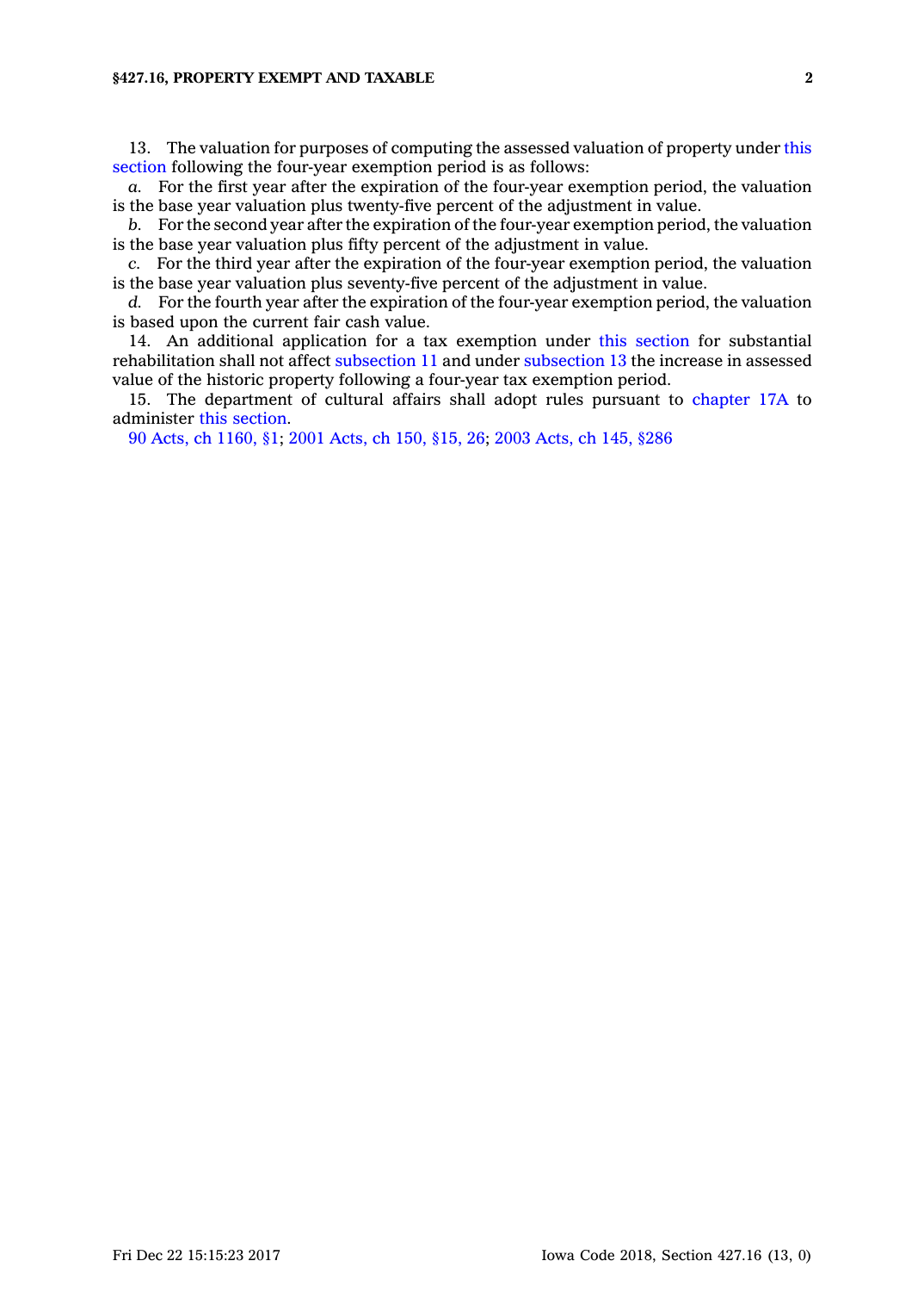13. The valuation for purposes of computing the assessed valuation of property under this section following the four-year exemption period is as follows:

*a.* For the first year after the expiration of the four-year exemption period, the valuation is the base year valuation plus twenty-five percent of the adjustment in value.

*b.* For the second year after the expiration of the four-year exemption period, the valuation is the base year valuation plus fifty percent of the adjustment in value.

*c.* For the third year after the expiration of the four-year exemption period, the valuation is the base year valuation plus seventy-five percent of the adjustment in value.

*d.* For the fourth year after the expiration of the four-year exemption period, the valuation is based upon the current fair cash value.

14. An additional application for a tax exemption under this section for substantial rehabilitation shall not affect subsection 11 and under subsection 13 the increase in assessed value of the historic property following a four-year tax exemption period.

15. The department of cultural affairs shall adopt rules pursuant to chapter 17A to administer this section.

90 Acts, ch 1160, §1; 2001 Acts, ch 150, §15, 26; 2003 Acts, ch 145, §286